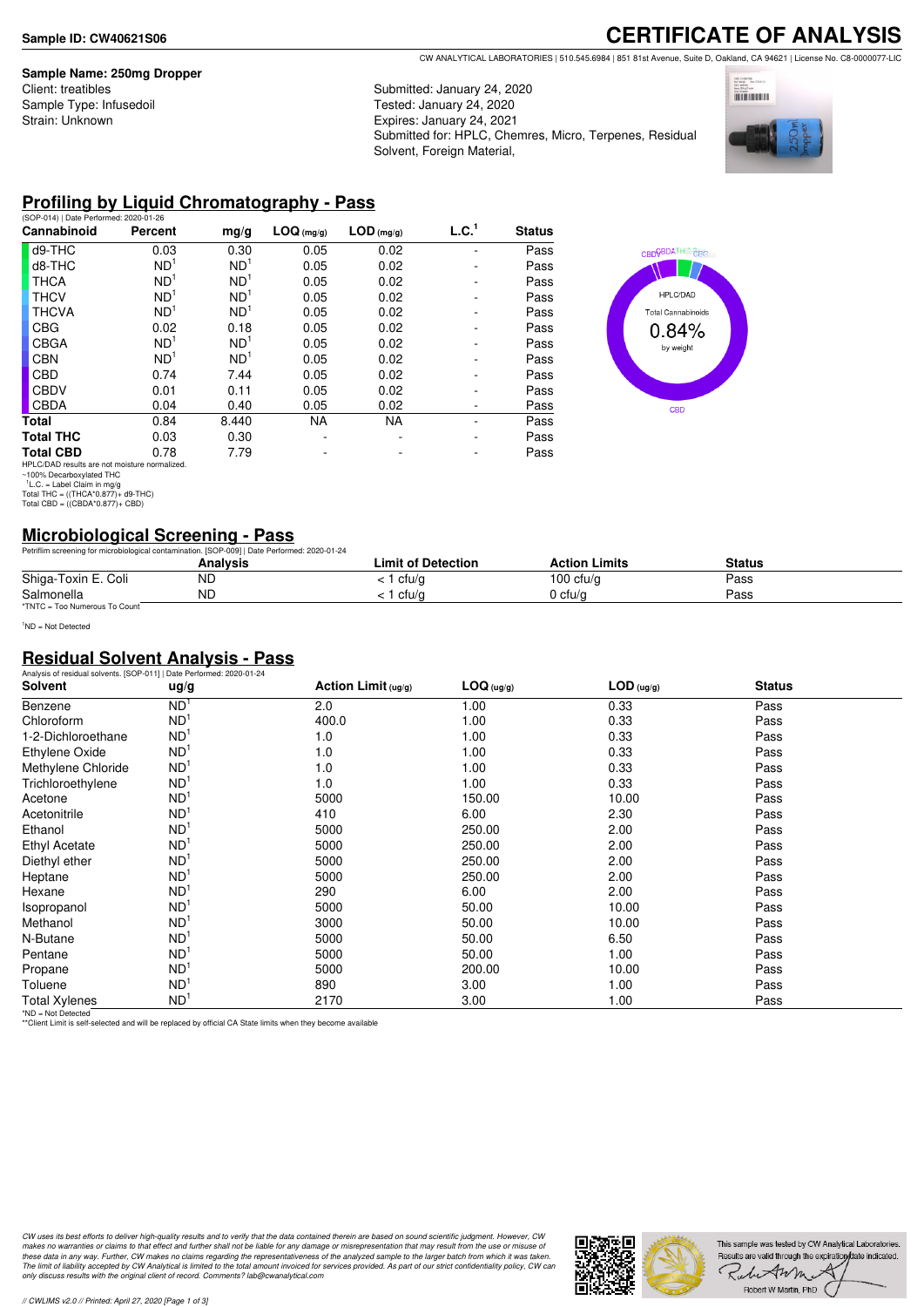**Sample ID: CW40621S06**

# CERTIFICATE OF ANALYSIS

CW ANALYTICAL LABORATORIES | 510.545.6984 | 851 81st Avenue, Suite D, Oakland, CA 94621 | License No. C8-0000077-LIC

**Sample Name: 250mg Dropper**
Client: treatibles
Sample Type: Infusedoil
Strain: Unknown

Submitted: January 24, 2020
Tested: January 24, 2020
Expires: January 24, 2021
Submitted for: HPLC, Chemres, Micro, Terpenes, Residual Solvent, Foreign Material,

## Profiling by Liquid Chromatography - Pass

(SOP-014) | Date Performed: 2020-01-26

| Cannabinoid | Percent | mg/g | LOQ (mg/g) | LOD (mg/g) | L.C.[1] | Status |
|---|---|---|---|---|---|---|
| d9-THC | 0.03 | 0.30 | 0.05 | 0.02 | - | Pass |
| d8-THC | ND[1] | ND[1] | 0.05 | 0.02 | - | Pass |
| THCA | ND[1] | ND[1] | 0.05 | 0.02 | - | Pass |
| THCV | ND[1] | ND[1] | 0.05 | 0.02 | - | Pass |
| THCVA | ND[1] | ND[1] | 0.05 | 0.02 | - | Pass |
| CBG | 0.02 | 0.18 | 0.05 | 0.02 | - | Pass |
| CBGA | ND[1] | ND[1] | 0.05 | 0.02 | - | Pass |
| CBN | ND[1] | ND[1] | 0.05 | 0.02 | - | Pass |
| CBD | 0.74 | 7.44 | 0.05 | 0.02 | - | Pass |
| CBDV | 0.01 | 0.11 | 0.05 | 0.02 | - | Pass |
| CBDA | 0.04 | 0.40 | 0.05 | 0.02 | - | Pass |
| **Total** | 0.84 | 8.440 | NA | NA | - | Pass |
| **Total THC** | 0.03 | 0.30 | - | - | - | Pass |
| **Total CBD** | 0.78 | 7.79 | - | - | - | Pass |

HPLC/DAD results are not moisture normalized.
~100% Decarboxylated THC
[1]L.C. = Label Claim in mg/g
Total THC = ((THCA*0.877)+ d9-THC)
Total CBD = ((CBDA*0.877)+ CBD)

HPLC/DAD Total Cannabinoids 0.84% by weight

## Microbiological Screening - Pass

Petrifilm screening for microbiological contamination. [SOP-009] | Date Performed: 2020-01-24

| | Analysis | Limit of Detection | Action Limits | Status |
|---|---|---|---|---|
| Shiga-Toxin E. Coli | ND | < 1 cfu/g | 100 cfu/g | Pass |
| Salmonella | ND | < 1 cfu/g | 0 cfu/g | Pass |

*TNTC = Too Numerous To Count

[1]ND = Not Detected

## Residual Solvent Analysis - Pass

Analysis of residual solvents. [SOP-011] | Date Performed: 2020-01-24

| Solvent | ug/g | Action Limit (ug/g) | LOQ (ug/g) | LOD (ug/g) | Status |
|---|---|---|---|---|---|
| Benzene | ND[1] | 2.0 | 1.00 | 0.33 | Pass |
| Chloroform | ND[1] | 400.0 | 1.00 | 0.33 | Pass |
| 1-2-Dichloroethane | ND[1] | 1.0 | 1.00 | 0.33 | Pass |
| Ethylene Oxide | ND[1] | 1.0 | 1.00 | 0.33 | Pass |
| Methylene Chloride | ND[1] | 1.0 | 1.00 | 0.33 | Pass |
| Trichloroethylene | ND[1] | 1.0 | 1.00 | 0.33 | Pass |
| Acetone | ND[1] | 5000 | 150.00 | 10.00 | Pass |
| Acetonitrile | ND[1] | 410 | 6.00 | 2.30 | Pass |
| Ethanol | ND[1] | 5000 | 250.00 | 2.00 | Pass |
| Ethyl Acetate | ND[1] | 5000 | 250.00 | 2.00 | Pass |
| Diethyl ether | ND[1] | 5000 | 250.00 | 2.00 | Pass |
| Heptane | ND[1] | 5000 | 250.00 | 2.00 | Pass |
| Hexane | ND[1] | 290 | 6.00 | 2.00 | Pass |
| Isopropanol | ND[1] | 5000 | 50.00 | 10.00 | Pass |
| Methanol | ND[1] | 3000 | 50.00 | 10.00 | Pass |
| N-Butane | ND[1] | 5000 | 50.00 | 6.50 | Pass |
| Pentane | ND[1] | 5000 | 50.00 | 1.00 | Pass |
| Propane | ND[1] | 5000 | 200.00 | 10.00 | Pass |
| Toluene | ND[1] | 890 | 3.00 | 1.00 | Pass |
| Total Xylenes | ND[1] | 2170 | 3.00 | 1.00 | Pass |

*ND = Not Detected
**Client Limit is self-selected and will be replaced by official CA State limits when they become available

*CW uses its best efforts to deliver high-quality results and to verify that the data contained therein are based on sound scientific judgment. However, CW makes no warranties or claims to that effect and further shall not be liable for any damage or misrepresentation that may result from the use or misuse of these data in any way. Further, CW makes no claims regarding the representativeness of the analyzed sample to the larger batch from which it was taken. The limit of liability accepted by CW Analytical is limited to the total amount invoiced for services provided. As part of our strict confidentiality policy, CW can only discuss results with the original client of record. Comments? lab@cwanalytical.com*

This sample was tested by CW Analytical Laboratories. Results are valid through the expiration date indicated.

Robert W Martin, PhD

// CWLIMS v2.0 // Printed: April 27, 2020 [Page 1 of 3]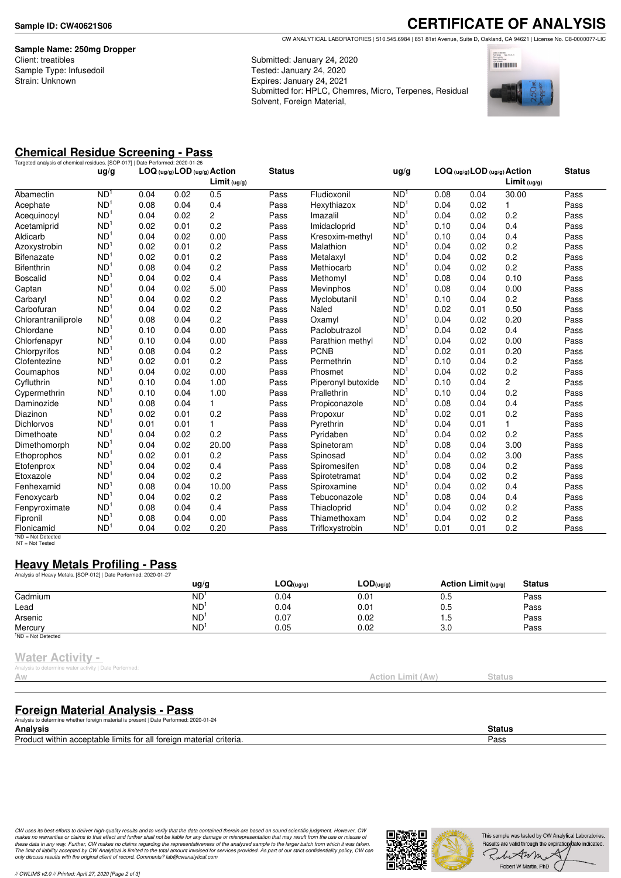**Sample ID: CW40621S06**

# CERTIFICATE OF ANALYSIS

CW ANALYTICAL LABORATORIES | 510.545.6984 | 851 81st Avenue, Suite D, Oakland, CA 94621 | License No. C8-0000077-LIC

**Sample Name: 250mg Dropper**
Client: treatibles
Sample Type: Infusedoil
Strain: Unknown

Submitted: January 24, 2020
Tested: January 24, 2020
Expires: January 24, 2021
Submitted for: HPLC, Chemres, Micro, Terpenes, Residual Solvent, Foreign Material,

## Chemical Residue Screening - Pass

Targeted analysis of chemical residues. [SOP-017] | Date Performed: 2020-01-26

| | ug/g | LOQ (ug/g) | LOD (ug/g) | Action Limit (ug/g) | Status | | ug/g | LOQ (ug/g) | LOD (ug/g) | Action Limit (ug/g) | Status |
|---|---|---|---|---|---|---|---|---|---|---|---|
| Abamectin | ND[1] | 0.04 | 0.02 | 0.5 | Pass | Fludioxonil | ND[1] | 0.08 | 0.04 | 30.00 | Pass |
| Acephate | ND[1] | 0.08 | 0.04 | 0.4 | Pass | Hexythiazox | ND[1] | 0.04 | 0.02 | 1 | Pass |
| Acequinocyl | ND[1] | 0.04 | 0.02 | 2 | Pass | Imazalil | ND[1] | 0.04 | 0.02 | 0.2 | Pass |
| Acetamiprid | ND[1] | 0.02 | 0.01 | 0.2 | Pass | Imidacloprid | ND[1] | 0.10 | 0.04 | 0.4 | Pass |
| Aldicarb | ND[1] | 0.04 | 0.02 | 0.00 | Pass | Kresoxim-methyl | ND[1] | 0.10 | 0.04 | 0.4 | Pass |
| Azoxystrobin | ND[1] | 0.02 | 0.01 | 0.2 | Pass | Malathion | ND[1] | 0.04 | 0.02 | 0.2 | Pass |
| Bifenazate | ND[1] | 0.02 | 0.01 | 0.2 | Pass | Metalaxyl | ND[1] | 0.04 | 0.02 | 0.2 | Pass |
| Bifenthrin | ND[1] | 0.08 | 0.04 | 0.2 | Pass | Methiocarb | ND[1] | 0.04 | 0.02 | 0.2 | Pass |
| Boscalid | ND[1] | 0.04 | 0.02 | 0.4 | Pass | Methomyl | ND[1] | 0.08 | 0.04 | 0.10 | Pass |
| Captan | ND[1] | 0.04 | 0.02 | 5.00 | Pass | Mevinphos | ND[1] | 0.08 | 0.04 | 0.00 | Pass |
| Carbaryl | ND[1] | 0.04 | 0.02 | 0.2 | Pass | Myclobutanil | ND[1] | 0.10 | 0.04 | 0.2 | Pass |
| Carbofuran | ND[1] | 0.04 | 0.02 | 0.2 | Pass | Naled | ND[1] | 0.02 | 0.01 | 0.50 | Pass |
| Chlorantraniliprole | ND[1] | 0.08 | 0.04 | 0.2 | Pass | Oxamyl | ND[1] | 0.04 | 0.02 | 0.20 | Pass |
| Chlordane | ND[1] | 0.10 | 0.04 | 0.00 | Pass | Paclobutrazol | ND[1] | 0.04 | 0.02 | 0.4 | Pass |
| Chlorfenapyr | ND[1] | 0.10 | 0.04 | 0.00 | Pass | Parathion methyl | ND[1] | 0.04 | 0.02 | 0.00 | Pass |
| Chlorpyrifos | ND[1] | 0.08 | 0.04 | 0.2 | Pass | PCNB | ND[1] | 0.02 | 0.01 | 0.20 | Pass |
| Clofentezine | ND[1] | 0.02 | 0.01 | 0.2 | Pass | Permethrin | ND[1] | 0.10 | 0.04 | 0.2 | Pass |
| Coumaphos | ND[1] | 0.04 | 0.02 | 0.00 | Pass | Phosmet | ND[1] | 0.04 | 0.02 | 0.2 | Pass |
| Cyfluthrin | ND[1] | 0.10 | 0.04 | 1.00 | Pass | Piperonyl butoxide | ND[1] | 0.10 | 0.04 | 2 | Pass |
| Cypermethrin | ND[1] | 0.10 | 0.04 | 1.00 | Pass | Prallethrin | ND[1] | 0.10 | 0.04 | 0.2 | Pass |
| Daminozide | ND[1] | 0.08 | 0.04 | 1 | Pass | Propiconazole | ND[1] | 0.08 | 0.04 | 0.4 | Pass |
| Diazinon | ND[1] | 0.02 | 0.01 | 0.2 | Pass | Propoxur | ND[1] | 0.02 | 0.01 | 0.2 | Pass |
| Dichlorvos | ND[1] | 0.01 | 0.01 | 1 | Pass | Pyrethrin | ND[1] | 0.04 | 0.01 | 1 | Pass |
| Dimethoate | ND[1] | 0.04 | 0.02 | 0.2 | Pass | Pyridaben | ND[1] | 0.04 | 0.02 | 0.2 | Pass |
| Dimethomorph | ND[1] | 0.04 | 0.02 | 20.00 | Pass | Spinetoram | ND[1] | 0.08 | 0.04 | 3.00 | Pass |
| Ethoprophos | ND[1] | 0.02 | 0.01 | 0.2 | Pass | Spinosad | ND[1] | 0.04 | 0.02 | 3.00 | Pass |
| Etofenprox | ND[1] | 0.04 | 0.02 | 0.4 | Pass | Spiromesifen | ND[1] | 0.08 | 0.04 | 0.2 | Pass |
| Etoxazole | ND[1] | 0.04 | 0.02 | 0.2 | Pass | Spirotetramat | ND[1] | 0.04 | 0.02 | 0.2 | Pass |
| Fenhexamid | ND[1] | 0.08 | 0.04 | 10.00 | Pass | Spiroxamine | ND[1] | 0.04 | 0.02 | 0.4 | Pass |
| Fenoxycarb | ND[1] | 0.04 | 0.02 | 0.2 | Pass | Tebuconazole | ND[1] | 0.08 | 0.04 | 0.4 | Pass |
| Fenpyroximate | ND[1] | 0.08 | 0.04 | 0.4 | Pass | Thiacloprid | ND[1] | 0.04 | 0.02 | 0.2 | Pass |
| Fipronil | ND[1] | 0.08 | 0.04 | 0.00 | Pass | Thiamethoxam | ND[1] | 0.04 | 0.02 | 0.2 | Pass |
| Flonicamid | ND[1] | 0.04 | 0.02 | 0.20 | Pass | Trifloxystrobin | ND[1] | 0.01 | 0.01 | 0.2 | Pass |

[1]ND = Not Detected
NT = Not Tested

## Heavy Metals Profiling - Pass

Analysis of Heavy Metals. [SOP-012] | Date Performed: 2020-01-27

| | ug/g | LOQ(ug/g) | LOD(ug/g) | Action Limit (ug/g) | Status |
|---|---|---|---|---|---|
| Cadmium | ND[1] | 0.04 | 0.01 | 0.5 | Pass |
| Lead | ND[1] | 0.04 | 0.01 | 0.5 | Pass |
| Arsenic | ND[1] | 0.07 | 0.02 | 1.5 | Pass |
| Mercury | ND[1] | 0.05 | 0.02 | 3.0 | Pass |

[1]ND = Not Detected

## Water Activity -

Analysis to determine water activity | Date Performed:

| Aw | Action Limit (Aw) | Status |
|---|---|---|

## Foreign Material Analysis - Pass

Analysis to determine whether foreign material is present | Date Performed: 2020-01-24

| Analysis | Status |
|---|---|
| Product within acceptable limits for all foreign material criteria. | Pass |

*CW uses its best efforts to deliver high-quality results and to verify that the data contained therein are based on sound scientific judgment. However, CW makes no warranties or claims to that effect and further shall not be liable for any damage or misrepresentation that may result from the use or misuse of these data in any way. Further, CW makes no claims regarding the representativeness of the analyzed sample to the larger batch from which it was taken. The limit of liability accepted by CW Analytical is limited to the total amount invoiced for services provided. As part of our strict confidentiality policy, CW can only discuss results with the original client of record. Comments? lab@cwanalytical.com*

This sample was tested by CW Analytical Laboratories. Results are valid through the expiration date indicated.

Robert W Martin, PhD

// CWLIMS v2.0 // Printed: April 27, 2020 [Page 2 of 3]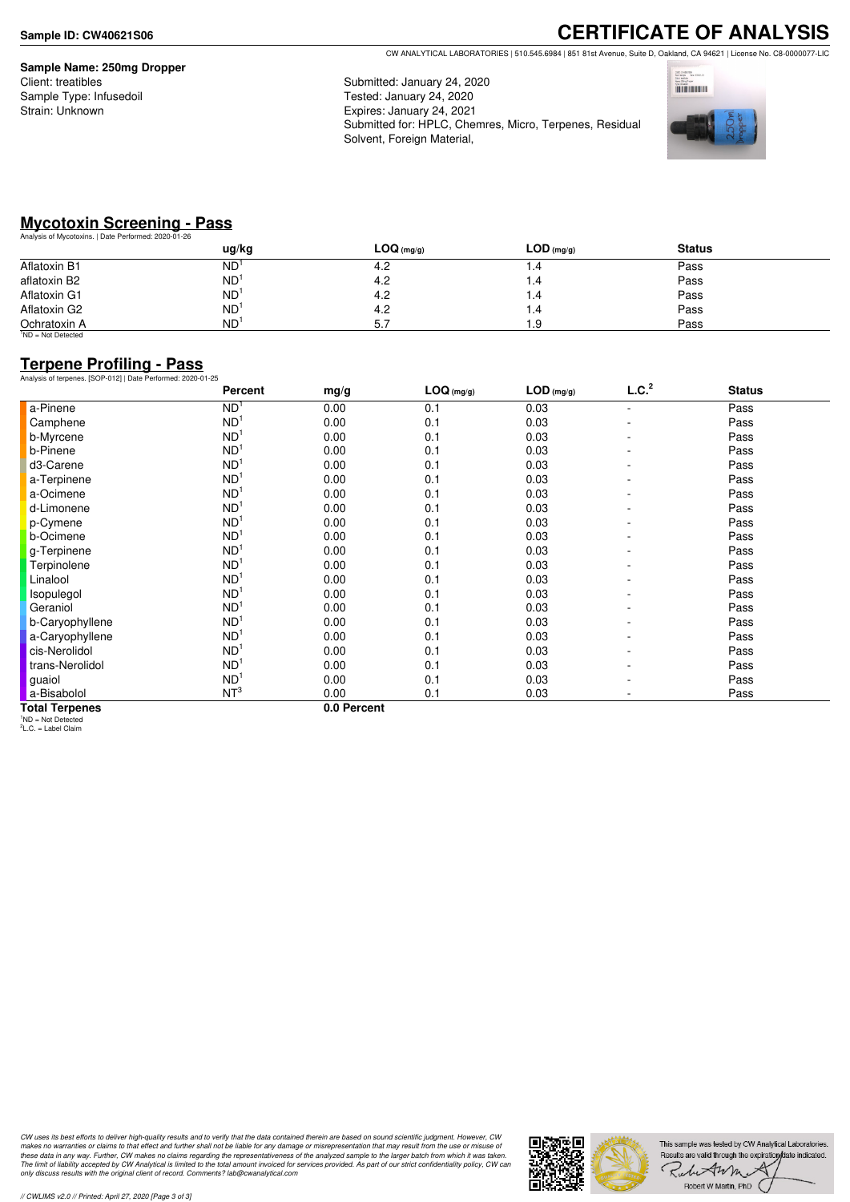**Sample ID: CW40621S06**

# CERTIFICATE OF ANALYSIS

CW ANALYTICAL LABORATORIES | 510.545.6984 | 851 81st Avenue, Suite D, Oakland, CA 94621 | License No. C8-0000077-LIC

**Sample Name: 250mg Dropper**
Client: treatibles
Sample Type: Infusedoil
Strain: Unknown

Submitted: January 24, 2020
Tested: January 24, 2020
Expires: January 24, 2021
Submitted for: HPLC, Chemres, Micro, Terpenes, Residual Solvent, Foreign Material,

## Mycotoxin Screening - Pass

Analysis of Mycotoxins. | Date Performed: 2020-01-26

| | ug/kg | LOQ (mg/g) | LOD (mg/g) | Status |
|---|---|---|---|---|
| Aflatoxin B1 | ND[1] | 4.2 | 1.4 | Pass |
| aflatoxin B2 | ND[1] | 4.2 | 1.4 | Pass |
| Aflatoxin G1 | ND[1] | 4.2 | 1.4 | Pass |
| Aflatoxin G2 | ND[1] | 4.2 | 1.4 | Pass |
| Ochratoxin A | ND[1] | 5.7 | 1.9 | Pass |

[1]ND = Not Detected

## Terpene Profiling - Pass

Analysis of terpenes. [SOP-012] | Date Performed: 2020-01-25

| | Percent | mg/g | LOQ (mg/g) | LOD (mg/g) | L.C.[2] | Status |
|---|---|---|---|---|---|---|
| a-Pinene | ND[1] | 0.00 | 0.1 | 0.03 | - | Pass |
| Camphene | ND[1] | 0.00 | 0.1 | 0.03 | - | Pass |
| b-Myrcene | ND[1] | 0.00 | 0.1 | 0.03 | - | Pass |
| b-Pinene | ND[1] | 0.00 | 0.1 | 0.03 | - | Pass |
| d3-Carene | ND[1] | 0.00 | 0.1 | 0.03 | - | Pass |
| a-Terpinene | ND[1] | 0.00 | 0.1 | 0.03 | - | Pass |
| a-Ocimene | ND[1] | 0.00 | 0.1 | 0.03 | - | Pass |
| d-Limonene | ND[1] | 0.00 | 0.1 | 0.03 | - | Pass |
| p-Cymene | ND[1] | 0.00 | 0.1 | 0.03 | - | Pass |
| b-Ocimene | ND[1] | 0.00 | 0.1 | 0.03 | - | Pass |
| g-Terpinene | ND[1] | 0.00 | 0.1 | 0.03 | - | Pass |
| Terpinolene | ND[1] | 0.00 | 0.1 | 0.03 | - | Pass |
| Linalool | ND[1] | 0.00 | 0.1 | 0.03 | - | Pass |
| Isopulegol | ND[1] | 0.00 | 0.1 | 0.03 | - | Pass |
| Geraniol | ND[1] | 0.00 | 0.1 | 0.03 | - | Pass |
| b-Caryophyllene | ND[1] | 0.00 | 0.1 | 0.03 | - | Pass |
| a-Caryophyllene | ND[1] | 0.00 | 0.1 | 0.03 | - | Pass |
| cis-Nerolidol | ND[1] | 0.00 | 0.1 | 0.03 | - | Pass |
| trans-Nerolidol | ND[1] | 0.00 | 0.1 | 0.03 | - | Pass |
| guaiol | ND[1] | 0.00 | 0.1 | 0.03 | - | Pass |
| a-Bisabolol | NT[3] | 0.00 | 0.1 | 0.03 | - | Pass |
| **Total Terpenes** | | **0.0 Percent** | | | | |

[1]ND = Not Detected
[2]L.C. = Label Claim

*CW uses its best efforts to deliver high-quality results and to verify that the data contained therein are based on sound scientific judgment. However, CW makes no warranties or claims to that effect and further shall not be liable for any damage or misrepresentation that may result from the use or misuse of these data in any way. Further, CW makes no claims regarding the representativeness of the analyzed sample to the larger batch from which it was taken. The limit of liability accepted by CW Analytical is limited to the total amount invoiced for services provided. As part of our strict confidentiality policy, CW can only discuss results with the original client of record. Comments? lab@cwanalytical.com*

This sample was tested by CW Analytical Laboratories. Results are valid through the expiration date indicated.

Robert W Martin, PhD

// CWLIMS v2.0 // Printed: April 27, 2020 [Page 3 of 3]